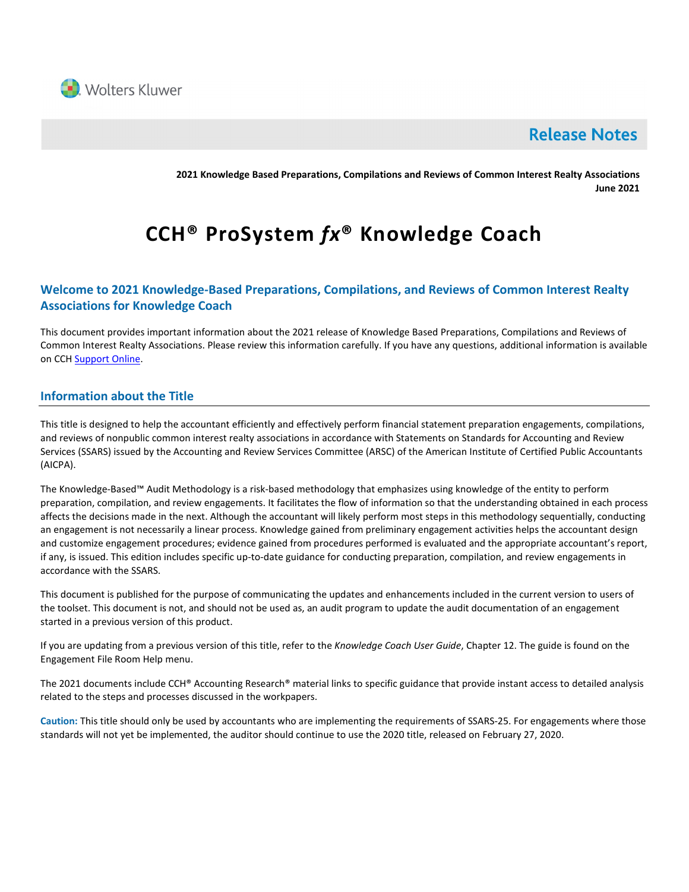Wolters Kluwer

# Release Notes

**2021 Knowledge Based Preparations, Compilations and Reviews of Common Interest Realty Associations**
**June 2021**

# CCH® ProSystem *fx*® Knowledge Coach

## Welcome to 2021 Knowledge-Based Preparations, Compilations, and Reviews of Common Interest Realty Associations for Knowledge Coach

This document provides important information about the 2021 release of Knowledge Based Preparations, Compilations and Reviews of Common Interest Realty Associations. Please review this information carefully. If you have any questions, additional information is available on CCH Support Online.

## Information about the Title

This title is designed to help the accountant efficiently and effectively perform financial statement preparation engagements, compilations, and reviews of nonpublic common interest realty associations in accordance with Statements on Standards for Accounting and Review Services (SSARS) issued by the Accounting and Review Services Committee (ARSC) of the American Institute of Certified Public Accountants (AICPA).

The Knowledge-Based™ Audit Methodology is a risk-based methodology that emphasizes using knowledge of the entity to perform preparation, compilation, and review engagements. It facilitates the flow of information so that the understanding obtained in each process affects the decisions made in the next. Although the accountant will likely perform most steps in this methodology sequentially, conducting an engagement is not necessarily a linear process. Knowledge gained from preliminary engagement activities helps the accountant design and customize engagement procedures; evidence gained from procedures performed is evaluated and the appropriate accountant's report, if any, is issued. This edition includes specific up-to-date guidance for conducting preparation, compilation, and review engagements in accordance with the SSARS.

This document is published for the purpose of communicating the updates and enhancements included in the current version to users of the toolset. This document is not, and should not be used as, an audit program to update the audit documentation of an engagement started in a previous version of this product.

If you are updating from a previous version of this title, refer to the *Knowledge Coach User Guide*, Chapter 12. The guide is found on the Engagement File Room Help menu.

The 2021 documents include CCH® Accounting Research® material links to specific guidance that provide instant access to detailed analysis related to the steps and processes discussed in the workpapers.

**Caution:** This title should only be used by accountants who are implementing the requirements of SSARS-25. For engagements where those standards will not yet be implemented, the auditor should continue to use the 2020 title, released on February 27, 2020.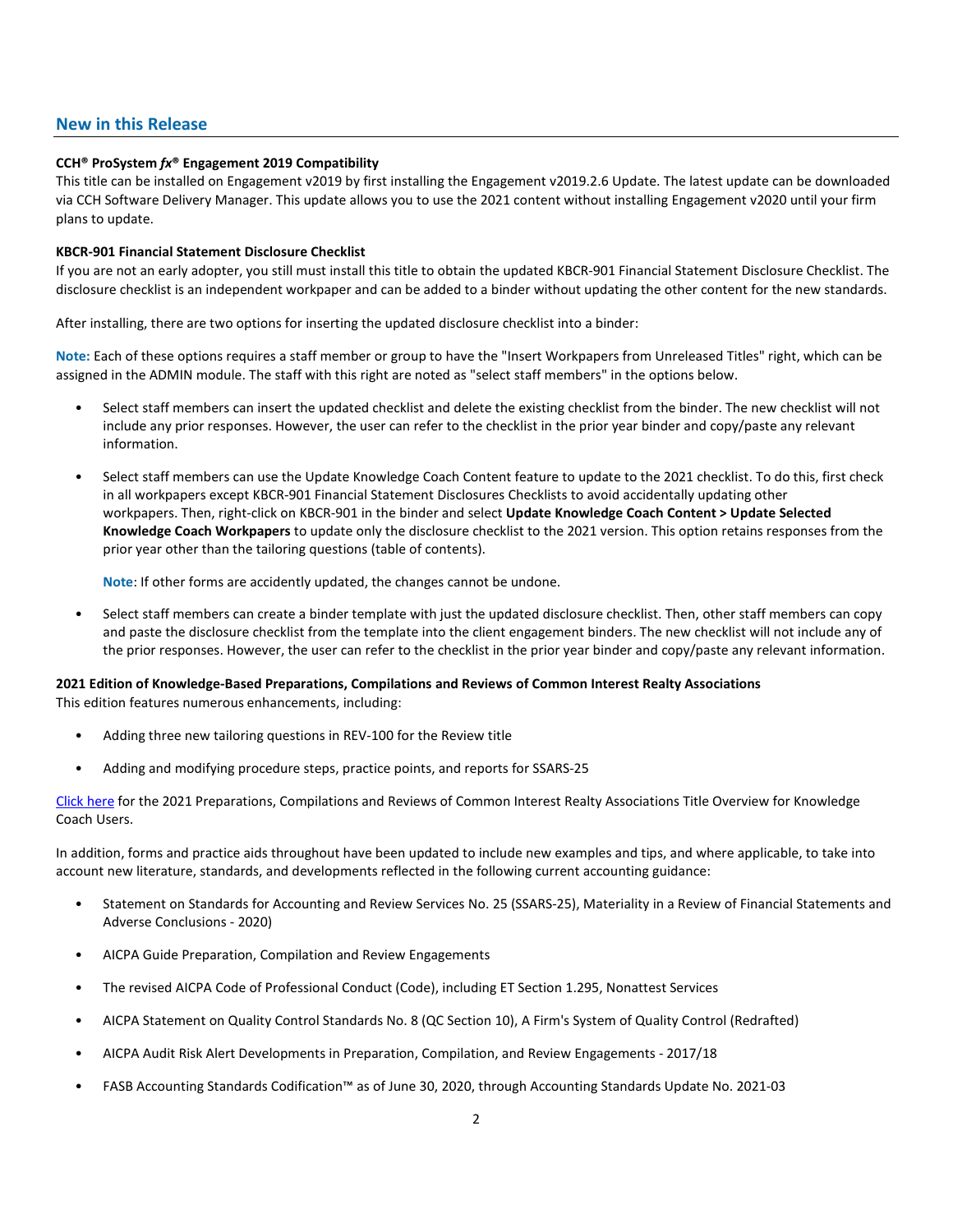## New in this Release

**CCH® ProSystem *fx*® Engagement 2019 Compatibility**
This title can be installed on Engagement v2019 by first installing the Engagement v2019.2.6 Update. The latest update can be downloaded via CCH Software Delivery Manager. This update allows you to use the 2021 content without installing Engagement v2020 until your firm plans to update.

**KBCR-901 Financial Statement Disclosure Checklist**
If you are not an early adopter, you still must install this title to obtain the updated KBCR-901 Financial Statement Disclosure Checklist. The disclosure checklist is an independent workpaper and can be added to a binder without updating the other content for the new standards.

After installing, there are two options for inserting the updated disclosure checklist into a binder:

**Note:** Each of these options requires a staff member or group to have the "Insert Workpapers from Unreleased Titles" right, which can be assigned in the ADMIN module. The staff with this right are noted as "select staff members" in the options below.

- Select staff members can insert the updated checklist and delete the existing checklist from the binder. The new checklist will not include any prior responses. However, the user can refer to the checklist in the prior year binder and copy/paste any relevant information.
- Select staff members can use the Update Knowledge Coach Content feature to update to the 2021 checklist. To do this, first check in all workpapers except KBCR-901 Financial Statement Disclosures Checklists to avoid accidentally updating other workpapers. Then, right-click on KBCR-901 in the binder and select **Update Knowledge Coach Content > Update Selected Knowledge Coach Workpapers** to update only the disclosure checklist to the 2021 version. This option retains responses from the prior year other than the tailoring questions (table of contents).

  **Note**: If other forms are accidently updated, the changes cannot be undone.
- Select staff members can create a binder template with just the updated disclosure checklist. Then, other staff members can copy and paste the disclosure checklist from the template into the client engagement binders. The new checklist will not include any of the prior responses. However, the user can refer to the checklist in the prior year binder and copy/paste any relevant information.

**2021 Edition of Knowledge-Based Preparations, Compilations and Reviews of Common Interest Realty Associations**
This edition features numerous enhancements, including:

- Adding three new tailoring questions in REV-100 for the Review title
- Adding and modifying procedure steps, practice points, and reports for SSARS-25

Click here for the 2021 Preparations, Compilations and Reviews of Common Interest Realty Associations Title Overview for Knowledge Coach Users.

In addition, forms and practice aids throughout have been updated to include new examples and tips, and where applicable, to take into account new literature, standards, and developments reflected in the following current accounting guidance:

- Statement on Standards for Accounting and Review Services No. 25 (SSARS-25), Materiality in a Review of Financial Statements and Adverse Conclusions - 2020)
- AICPA Guide Preparation, Compilation and Review Engagements
- The revised AICPA Code of Professional Conduct (Code), including ET Section 1.295, Nonattest Services
- AICPA Statement on Quality Control Standards No. 8 (QC Section 10), A Firm's System of Quality Control (Redrafted)
- AICPA Audit Risk Alert Developments in Preparation, Compilation, and Review Engagements - 2017/18
- FASB Accounting Standards Codification™ as of June 30, 2020, through Accounting Standards Update No. 2021-03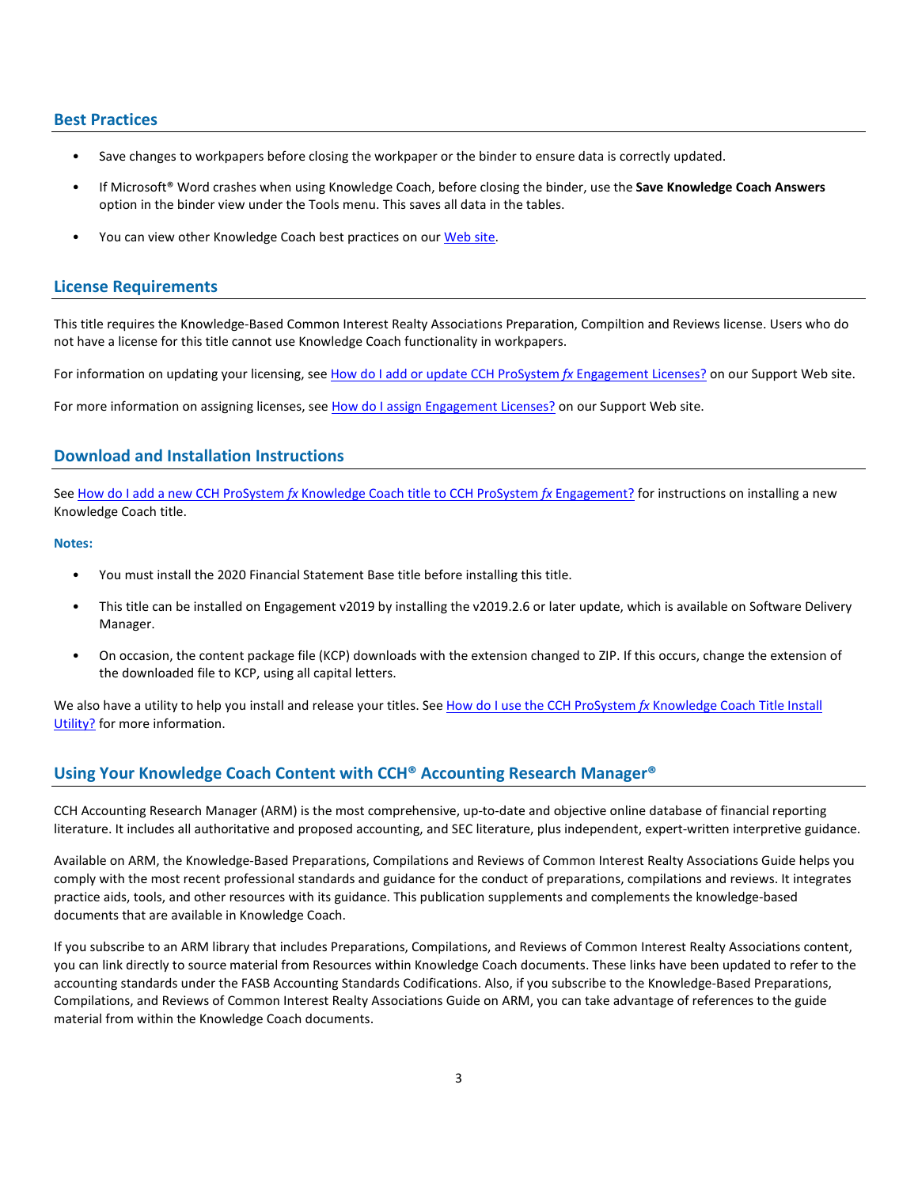## Best Practices

- Save changes to workpapers before closing the workpaper or the binder to ensure data is correctly updated.
- If Microsoft® Word crashes when using Knowledge Coach, before closing the binder, use the **Save Knowledge Coach Answers** option in the binder view under the Tools menu. This saves all data in the tables.
- You can view other Knowledge Coach best practices on our [Web site](#).

## License Requirements

This title requires the Knowledge-Based Common Interest Realty Associations Preparation, Compiltion and Reviews license. Users who do not have a license for this title cannot use Knowledge Coach functionality in workpapers.

For information on updating your licensing, see [How do I add or update CCH ProSystem *fx* Engagement Licenses?](#) on our Support Web site.

For more information on assigning licenses, see [How do I assign Engagement Licenses?](#) on our Support Web site.

## Download and Installation Instructions

See [How do I add a new CCH ProSystem *fx* Knowledge Coach title to CCH ProSystem *fx* Engagement?](#) for instructions on installing a new Knowledge Coach title.

**Notes:**

- You must install the 2020 Financial Statement Base title before installing this title.
- This title can be installed on Engagement v2019 by installing the v2019.2.6 or later update, which is available on Software Delivery Manager.
- On occasion, the content package file (KCP) downloads with the extension changed to ZIP. If this occurs, change the extension of the downloaded file to KCP, using all capital letters.

We also have a utility to help you install and release your titles. See [How do I use the CCH ProSystem *fx* Knowledge Coach Title Install Utility?](#) for more information.

## Using Your Knowledge Coach Content with CCH® Accounting Research Manager®

CCH Accounting Research Manager (ARM) is the most comprehensive, up-to-date and objective online database of financial reporting literature. It includes all authoritative and proposed accounting, and SEC literature, plus independent, expert-written interpretive guidance.

Available on ARM, the Knowledge-Based Preparations, Compilations and Reviews of Common Interest Realty Associations Guide helps you comply with the most recent professional standards and guidance for the conduct of preparations, compilations and reviews. It integrates practice aids, tools, and other resources with its guidance. This publication supplements and complements the knowledge-based documents that are available in Knowledge Coach.

If you subscribe to an ARM library that includes Preparations, Compilations, and Reviews of Common Interest Realty Associations content, you can link directly to source material from Resources within Knowledge Coach documents. These links have been updated to refer to the accounting standards under the FASB Accounting Standards Codifications. Also, if you subscribe to the Knowledge-Based Preparations, Compilations, and Reviews of Common Interest Realty Associations Guide on ARM, you can take advantage of references to the guide material from within the Knowledge Coach documents.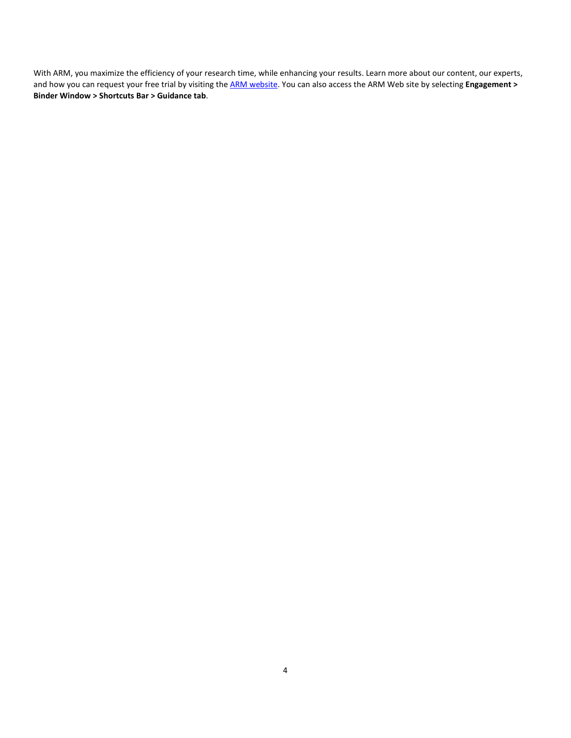With ARM, you maximize the efficiency of your research time, while enhancing your results. Learn more about our content, our experts, and how you can request your free trial by visiting the ARM website. You can also access the ARM Web site by selecting **Engagement > Binder Window > Shortcuts Bar > Guidance tab**.